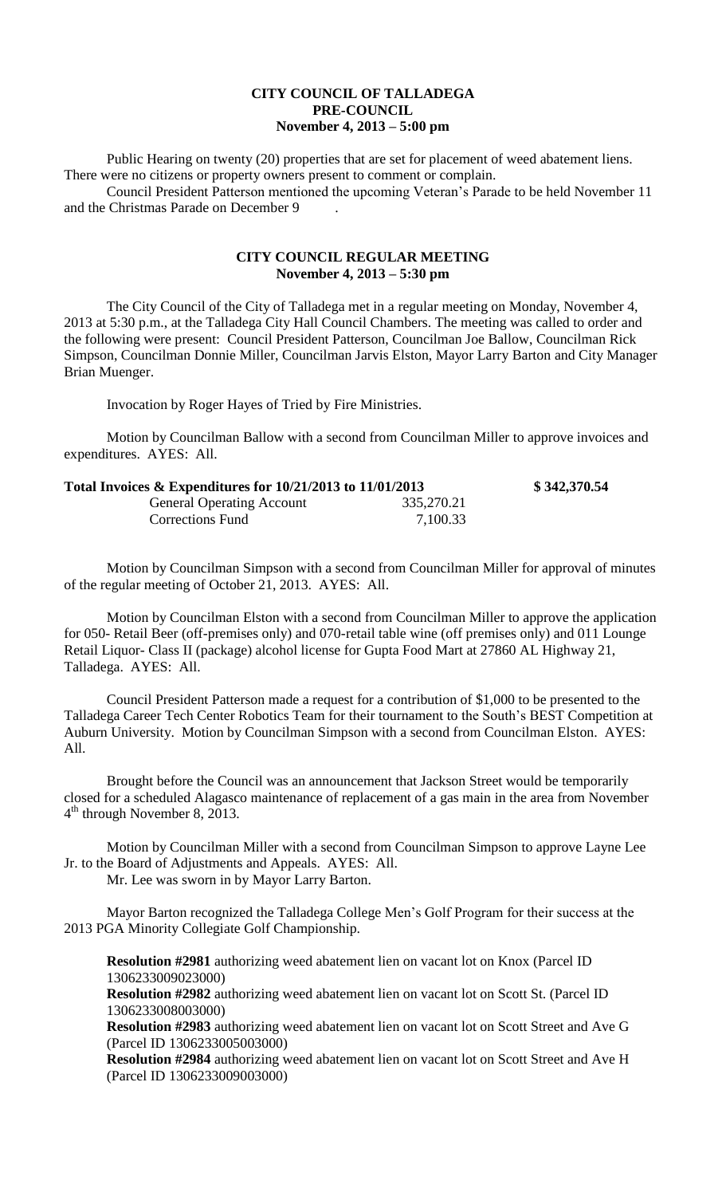**CITY COUNCIL OF TALLADEGA**
**PRE-COUNCIL**
**November 4, 2013 – 5:00 pm**

Public Hearing on twenty (20) properties that are set for placement of weed abatement liens. There were no citizens or property owners present to comment or complain.

Council President Patterson mentioned the upcoming Veteran's Parade to be held November 11 and the Christmas Parade on December 9 .

**CITY COUNCIL REGULAR MEETING**
**November 4, 2013 – 5:30 pm**

The City Council of the City of Talladega met in a regular meeting on Monday, November 4, 2013 at 5:30 p.m., at the Talladega City Hall Council Chambers. The meeting was called to order and the following were present: Council President Patterson, Councilman Joe Ballow, Councilman Rick Simpson, Councilman Donnie Miller, Councilman Jarvis Elston, Mayor Larry Barton and City Manager Brian Muenger.

Invocation by Roger Hayes of Tried by Fire Ministries.

Motion by Councilman Ballow with a second from Councilman Miller to approve invoices and expenditures. AYES: All.

| **Total Invoices & Expenditures for 10/21/2013 to 11/01/2013** | | **$ 342,370.54** |
|---|---|---|
| General Operating Account | 335,270.21 | |
| Corrections Fund | 7,100.33 | |

Motion by Councilman Simpson with a second from Councilman Miller for approval of minutes of the regular meeting of October 21, 2013. AYES: All.

Motion by Councilman Elston with a second from Councilman Miller to approve the application for 050- Retail Beer (off-premises only) and 070-retail table wine (off premises only) and 011 Lounge Retail Liquor- Class II (package) alcohol license for Gupta Food Mart at 27860 AL Highway 21, Talladega. AYES: All.

Council President Patterson made a request for a contribution of $1,000 to be presented to the Talladega Career Tech Center Robotics Team for their tournament to the South's BEST Competition at Auburn University. Motion by Councilman Simpson with a second from Councilman Elston. AYES: All.

Brought before the Council was an announcement that Jackson Street would be temporarily closed for a scheduled Alagasco maintenance of replacement of a gas main in the area from November 4th through November 8, 2013.

Motion by Councilman Miller with a second from Councilman Simpson to approve Layne Lee Jr. to the Board of Adjustments and Appeals. AYES: All.
Mr. Lee was sworn in by Mayor Larry Barton.

Mayor Barton recognized the Talladega College Men's Golf Program for their success at the 2013 PGA Minority Collegiate Golf Championship.

**Resolution #2981** authorizing weed abatement lien on vacant lot on Knox (Parcel ID 1306233009023000)
**Resolution #2982** authorizing weed abatement lien on vacant lot on Scott St. (Parcel ID 1306233008003000)
**Resolution #2983** authorizing weed abatement lien on vacant lot on Scott Street and Ave G (Parcel ID 1306233005003000)
**Resolution #2984** authorizing weed abatement lien on vacant lot on Scott Street and Ave H (Parcel ID 1306233009003000)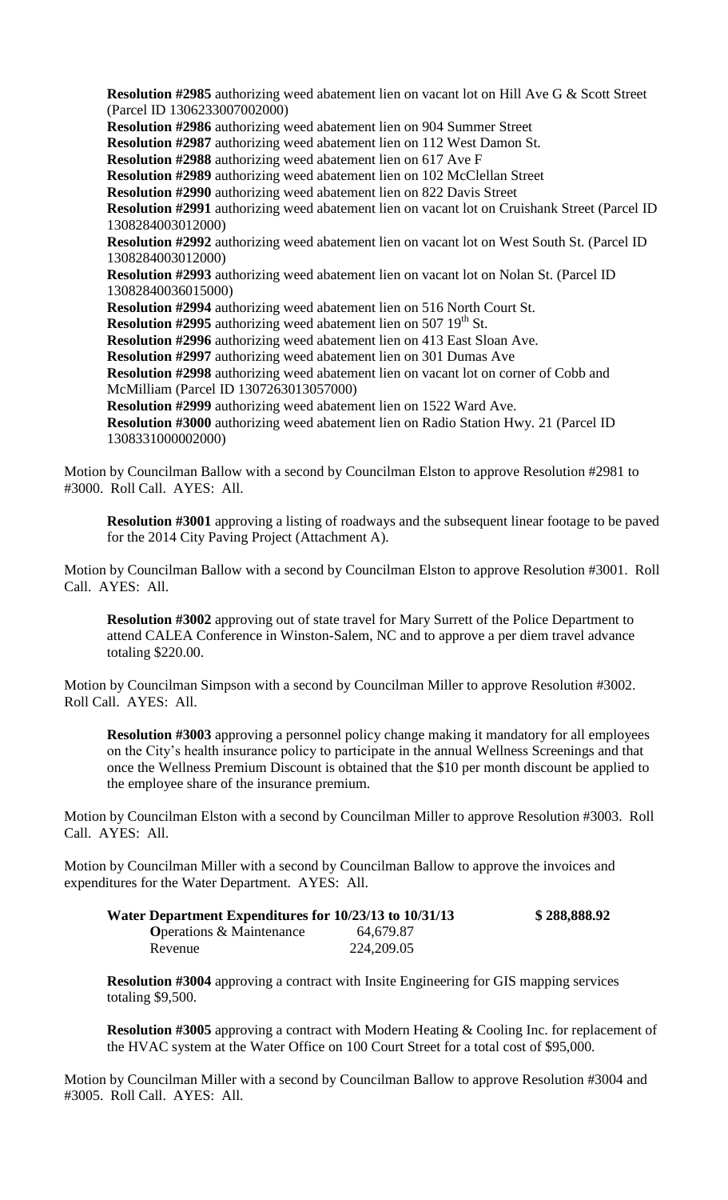**Resolution #2985** authorizing weed abatement lien on vacant lot on Hill Ave G & Scott Street (Parcel ID 1306233007002000)

**Resolution #2986** authorizing weed abatement lien on 904 Summer Street

**Resolution #2987** authorizing weed abatement lien on 112 West Damon St.

**Resolution #2988** authorizing weed abatement lien on 617 Ave F

**Resolution #2989** authorizing weed abatement lien on 102 McClellan Street

**Resolution #2990** authorizing weed abatement lien on 822 Davis Street

**Resolution #2991** authorizing weed abatement lien on vacant lot on Cruishank Street (Parcel ID 1308284003012000)

**Resolution #2992** authorizing weed abatement lien on vacant lot on West South St. (Parcel ID 1308284003012000)

**Resolution #2993** authorizing weed abatement lien on vacant lot on Nolan St. (Parcel ID 13082840036015000)

**Resolution #2994** authorizing weed abatement lien on 516 North Court St.

**Resolution #2995** authorizing weed abatement lien on 507 19th St.

**Resolution #2996** authorizing weed abatement lien on 413 East Sloan Ave.

**Resolution #2997** authorizing weed abatement lien on 301 Dumas Ave

**Resolution #2998** authorizing weed abatement lien on vacant lot on corner of Cobb and McMilliam (Parcel ID 1307263013057000)

**Resolution #2999** authorizing weed abatement lien on 1522 Ward Ave.

**Resolution #3000** authorizing weed abatement lien on Radio Station Hwy. 21 (Parcel ID 1308331000002000)

Motion by Councilman Ballow with a second by Councilman Elston to approve Resolution #2981 to #3000. Roll Call. AYES: All.

**Resolution #3001** approving a listing of roadways and the subsequent linear footage to be paved for the 2014 City Paving Project (Attachment A).

Motion by Councilman Ballow with a second by Councilman Elston to approve Resolution #3001. Roll Call. AYES: All.

**Resolution #3002** approving out of state travel for Mary Surrett of the Police Department to attend CALEA Conference in Winston-Salem, NC and to approve a per diem travel advance totaling $220.00.

Motion by Councilman Simpson with a second by Councilman Miller to approve Resolution #3002. Roll Call. AYES: All.

**Resolution #3003** approving a personnel policy change making it mandatory for all employees on the City's health insurance policy to participate in the annual Wellness Screenings and that once the Wellness Premium Discount is obtained that the $10 per month discount be applied to the employee share of the insurance premium.

Motion by Councilman Elston with a second by Councilman Miller to approve Resolution #3003. Roll Call. AYES: All.

Motion by Councilman Miller with a second by Councilman Ballow to approve the invoices and expenditures for the Water Department. AYES: All.

| **Water Department Expenditures for 10/23/13 to 10/31/13** | | **$ 288,888.92** |
|---|---|---|
| **O**perations & Maintenance | 64,679.87 | |
| Revenue | 224,209.05 | |

**Resolution #3004** approving a contract with Insite Engineering for GIS mapping services totaling $9,500.

**Resolution #3005** approving a contract with Modern Heating & Cooling Inc. for replacement of the HVAC system at the Water Office on 100 Court Street for a total cost of $95,000.

Motion by Councilman Miller with a second by Councilman Ballow to approve Resolution #3004 and #3005. Roll Call. AYES: All.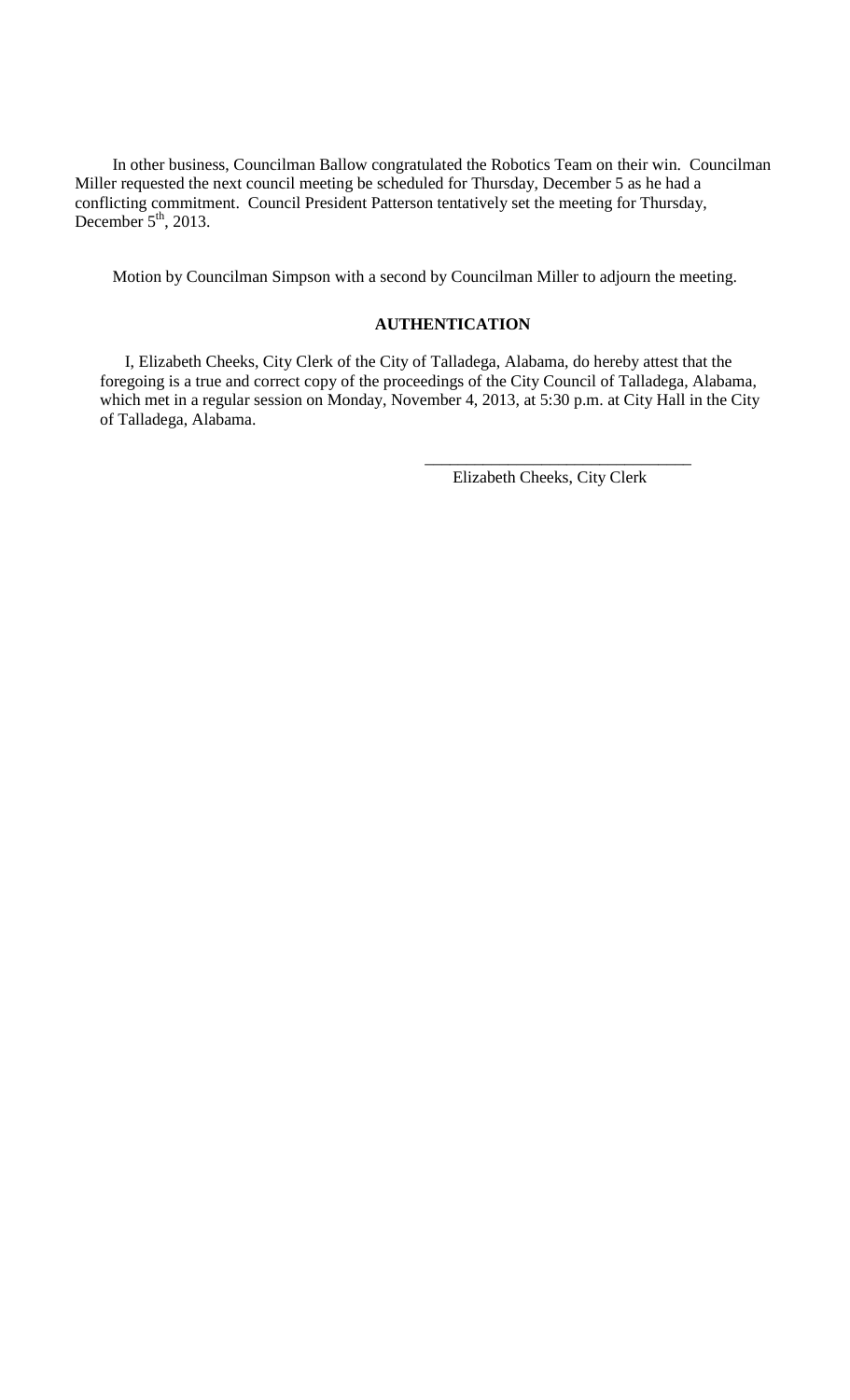In other business, Councilman Ballow congratulated the Robotics Team on their win. Councilman Miller requested the next council meeting be scheduled for Thursday, December 5 as he had a conflicting commitment. Council President Patterson tentatively set the meeting for Thursday, December 5th, 2013.

Motion by Councilman Simpson with a second by Councilman Miller to adjourn the meeting.

**AUTHENTICATION**

I, Elizabeth Cheeks, City Clerk of the City of Talladega, Alabama, do hereby attest that the foregoing is a true and correct copy of the proceedings of the City Council of Talladega, Alabama, which met in a regular session on Monday, November 4, 2013, at 5:30 p.m. at City Hall in the City of Talladega, Alabama.

\_\_\_\_\_\_\_\_\_\_\_\_\_\_\_\_\_\_\_\_\_\_\_\_\_\_\_\_\_\_\_\_

Elizabeth Cheeks, City Clerk